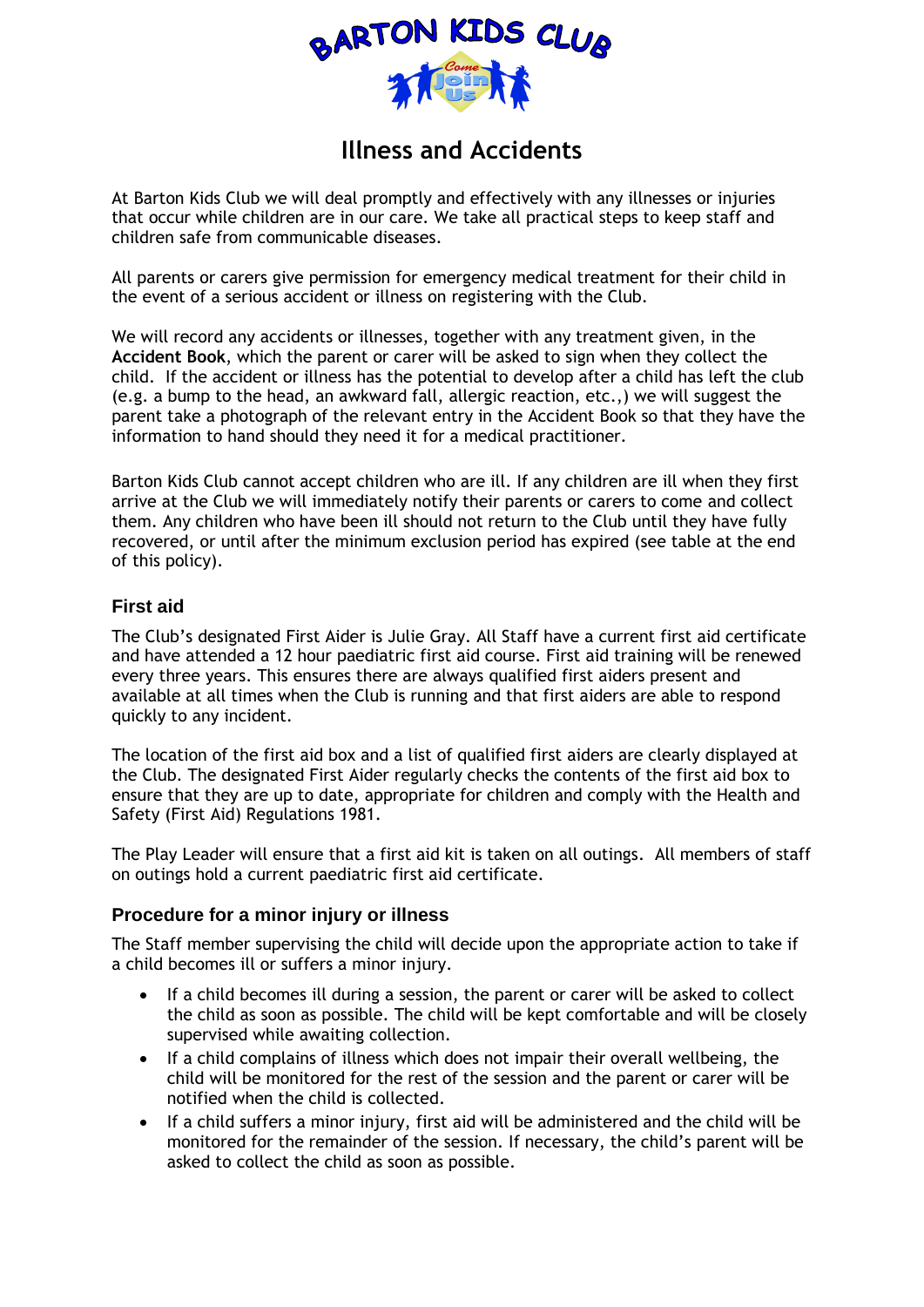# Illness and Accidents

At Barton Kids Club we will deal promptly and effectively with any illnesses or injuries that occur while children are in our care. We take all practical steps to keep staff and children safe from communicable diseases.

All parents or carers give permission for emergency medical treatment for their child in the event of a serious accident or illness on registering with the Club.

We will record any accidents or illnesses, together with any treatment given, in the **Accident Book**, which the parent or carer will be asked to sign when they collect the child. If the accident or illness has the potential to develop after a child has left the club (e.g. a bump to the head, an awkward fall, allergic reaction, etc.,) we will suggest the parent take a photograph of the relevant entry in the Accident Book so that they have the information to hand should they need it for a medical practitioner.

Barton Kids Club cannot accept children who are ill. If any children are ill when they first arrive at the Club we will immediately notify their parents or carers to come and collect them. Any children who have been ill should not return to the Club until they have fully recovered, or until after the minimum exclusion period has expired (see table at the end of this policy).

## First aid

The Club's designated First Aider is Julie Gray. All Staff have a current first aid certificate and have attended a 12 hour paediatric first aid course. First aid training will be renewed every three years. This ensures there are always qualified first aiders present and available at all times when the Club is running and that first aiders are able to respond quickly to any incident.

The location of the first aid box and a list of qualified first aiders are clearly displayed at the Club. The designated First Aider regularly checks the contents of the first aid box to ensure that they are up to date, appropriate for children and comply with the Health and Safety (First Aid) Regulations 1981.

The Play Leader will ensure that a first aid kit is taken on all outings. All members of staff on outings hold a current paediatric first aid certificate.

## Procedure for a minor injury or illness

The Staff member supervising the child will decide upon the appropriate action to take if a child becomes ill or suffers a minor injury.

- If a child becomes ill during a session, the parent or carer will be asked to collect the child as soon as possible. The child will be kept comfortable and will be closely supervised while awaiting collection.
- If a child complains of illness which does not impair their overall wellbeing, the child will be monitored for the rest of the session and the parent or carer will be notified when the child is collected.
- If a child suffers a minor injury, first aid will be administered and the child will be monitored for the remainder of the session. If necessary, the child's parent will be asked to collect the child as soon as possible.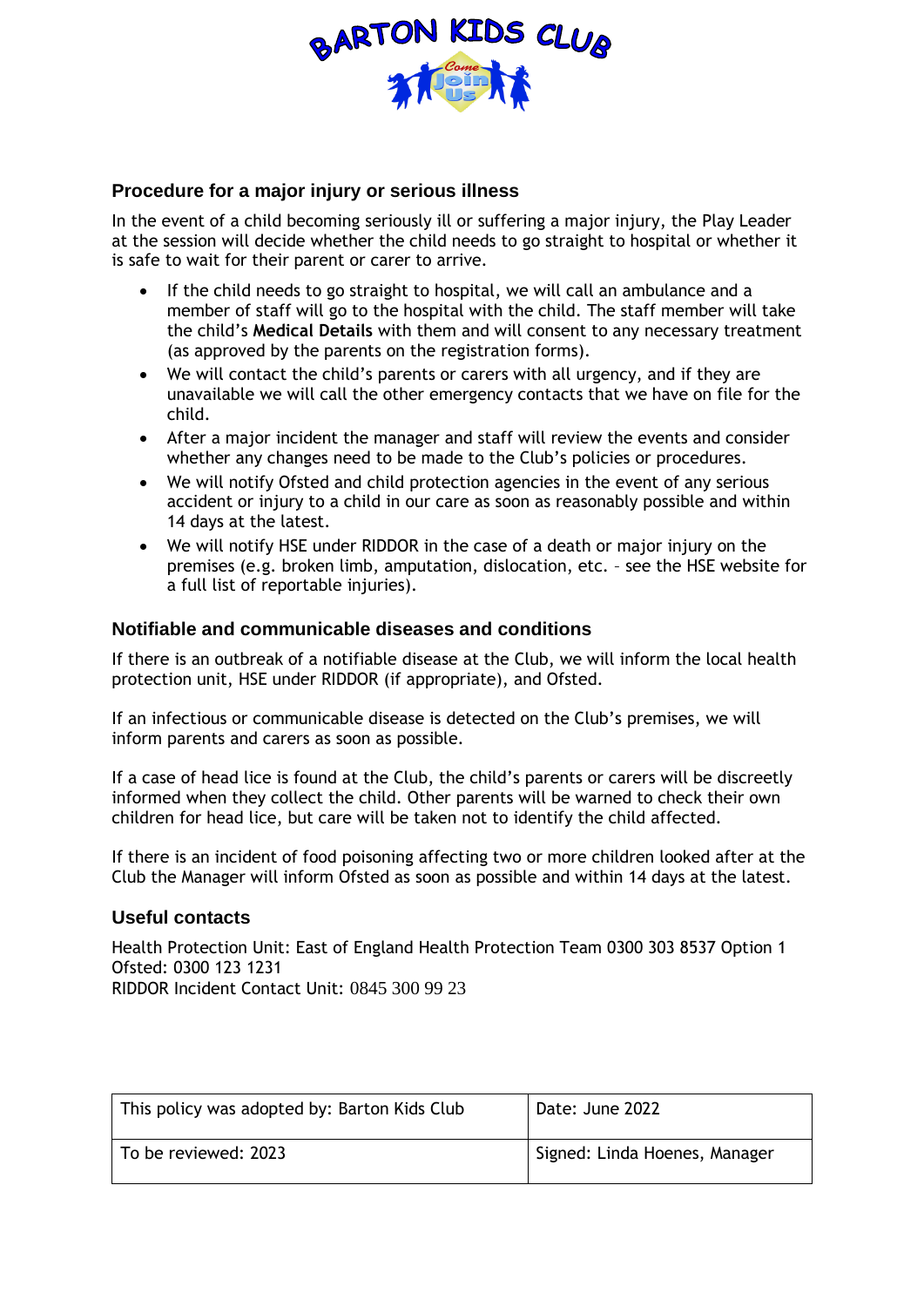## Procedure for a major injury or serious illness

In the event of a child becoming seriously ill or suffering a major injury, the Play Leader at the session will decide whether the child needs to go straight to hospital or whether it is safe to wait for their parent or carer to arrive.

- If the child needs to go straight to hospital, we will call an ambulance and a member of staff will go to the hospital with the child. The staff member will take the child's **Medical Details** with them and will consent to any necessary treatment (as approved by the parents on the registration forms).
- We will contact the child's parents or carers with all urgency, and if they are unavailable we will call the other emergency contacts that we have on file for the child.
- After a major incident the manager and staff will review the events and consider whether any changes need to be made to the Club's policies or procedures.
- We will notify Ofsted and child protection agencies in the event of any serious accident or injury to a child in our care as soon as reasonably possible and within 14 days at the latest.
- We will notify HSE under RIDDOR in the case of a death or major injury on the premises (e.g. broken limb, amputation, dislocation, etc. – see the HSE website for a full list of reportable injuries).

## Notifiable and communicable diseases and conditions

If there is an outbreak of a notifiable disease at the Club, we will inform the local health protection unit, HSE under RIDDOR (if appropriate), and Ofsted.

If an infectious or communicable disease is detected on the Club's premises, we will inform parents and carers as soon as possible.

If a case of head lice is found at the Club, the child's parents or carers will be discreetly informed when they collect the child. Other parents will be warned to check their own children for head lice, but care will be taken not to identify the child affected.

If there is an incident of food poisoning affecting two or more children looked after at the Club the Manager will inform Ofsted as soon as possible and within 14 days at the latest.

## Useful contacts

Health Protection Unit: East of England Health Protection Team 0300 303 8537 Option 1
Ofsted: 0300 123 1231
RIDDOR Incident Contact Unit: 0845 300 99 23

| This policy was adopted by: Barton Kids Club | Date: June 2022 |
|---|---|
| To be reviewed: 2023 | Signed: Linda Hoenes, Manager |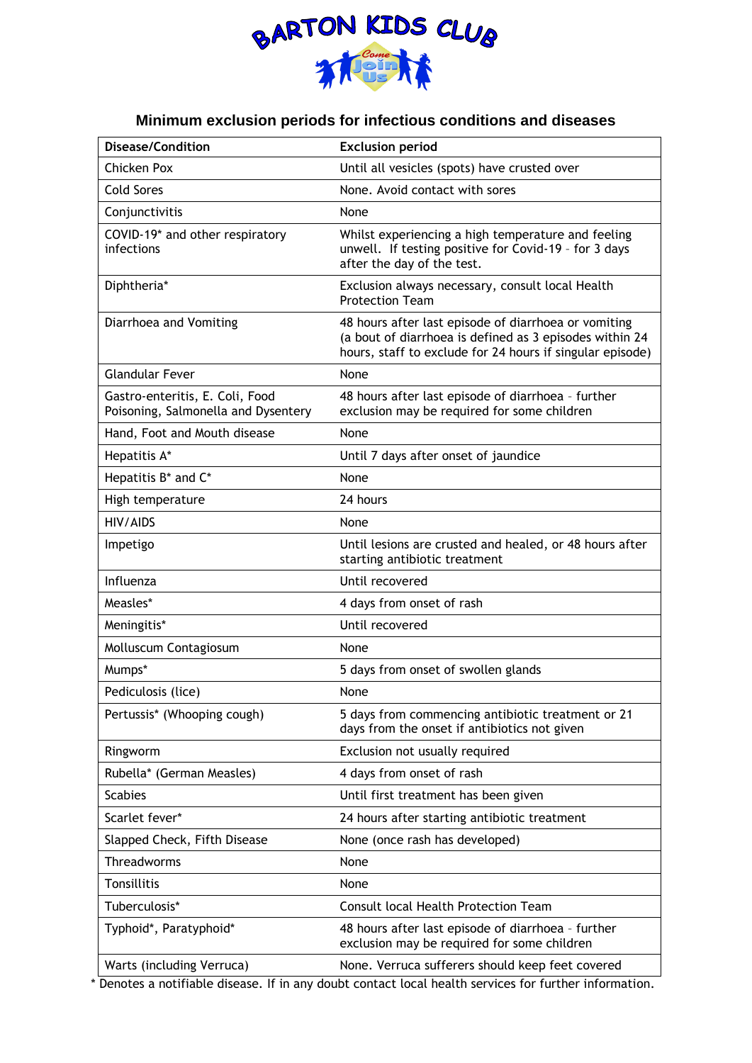# BARTON KIDS CLUB

Come Join Us

## Minimum exclusion periods for infectious conditions and diseases

| Disease/Condition | Exclusion period |
|---|---|
| Chicken Pox | Until all vesicles (spots) have crusted over |
| Cold Sores | None. Avoid contact with sores |
| Conjunctivitis | None |
| COVID-19* and other respiratory infections | Whilst experiencing a high temperature and feeling unwell. If testing positive for Covid-19 - for 3 days after the day of the test. |
| Diphtheria* | Exclusion always necessary, consult local Health Protection Team |
| Diarrhoea and Vomiting | 48 hours after last episode of diarrhoea or vomiting (a bout of diarrhoea is defined as 3 episodes within 24 hours, staff to exclude for 24 hours if singular episode) |
| Glandular Fever | None |
| Gastro-enteritis, E. Coli, Food Poisoning, Salmonella and Dysentery | 48 hours after last episode of diarrhoea - further exclusion may be required for some children |
| Hand, Foot and Mouth disease | None |
| Hepatitis A* | Until 7 days after onset of jaundice |
| Hepatitis B* and C* | None |
| High temperature | 24 hours |
| HIV/AIDS | None |
| Impetigo | Until lesions are crusted and healed, or 48 hours after starting antibiotic treatment |
| Influenza | Until recovered |
| Measles* | 4 days from onset of rash |
| Meningitis* | Until recovered |
| Molluscum Contagiosum | None |
| Mumps* | 5 days from onset of swollen glands |
| Pediculosis (lice) | None |
| Pertussis* (Whooping cough) | 5 days from commencing antibiotic treatment or 21 days from the onset if antibiotics not given |
| Ringworm | Exclusion not usually required |
| Rubella* (German Measles) | 4 days from onset of rash |
| Scabies | Until first treatment has been given |
| Scarlet fever* | 24 hours after starting antibiotic treatment |
| Slapped Check, Fifth Disease | None (once rash has developed) |
| Threadworms | None |
| Tonsillitis | None |
| Tuberculosis* | Consult local Health Protection Team |
| Typhoid*, Paratyphoid* | 48 hours after last episode of diarrhoea - further exclusion may be required for some children |
| Warts (including Verruca) | None. Verruca sufferers should keep feet covered |

* Denotes a notifiable disease. If in any doubt contact local health services for further information.